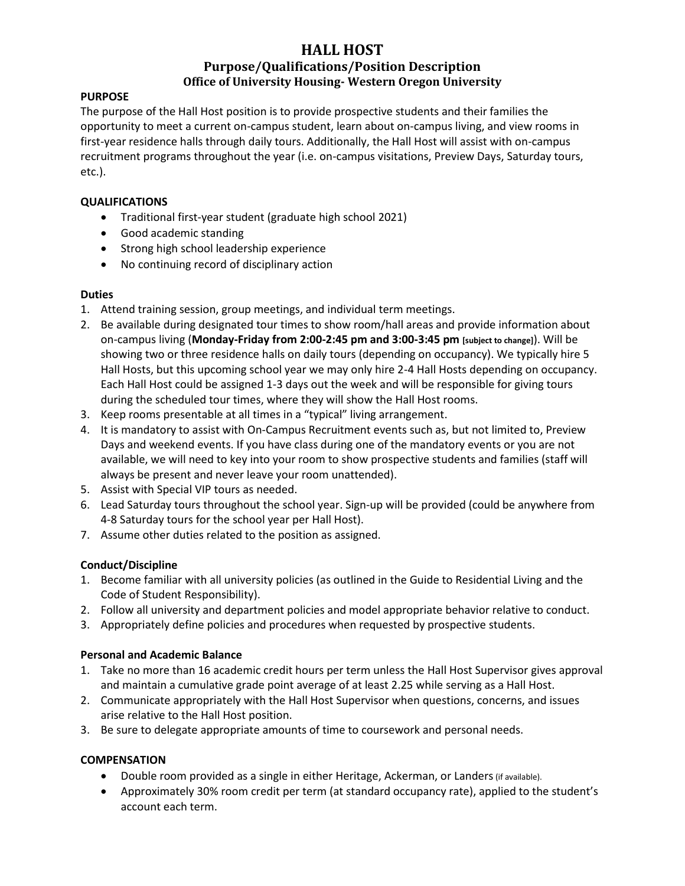# HALL HOST

## Purpose/Qualifications/Position Description

### Office of University Housing- Western Oregon University

**PURPOSE**

The purpose of the Hall Host position is to provide prospective students and their families the opportunity to meet a current on-campus student, learn about on-campus living, and view rooms in first-year residence halls through daily tours. Additionally, the Hall Host will assist with on-campus recruitment programs throughout the year (i.e. on-campus visitations, Preview Days, Saturday tours, etc.).

**QUALIFICATIONS**

- Traditional first-year student (graduate high school 2021)
- Good academic standing
- Strong high school leadership experience
- No continuing record of disciplinary action

**Duties**

1. Attend training session, group meetings, and individual term meetings.
2. Be available during designated tour times to show room/hall areas and provide information about on-campus living (**Monday-Friday from 2:00-2:45 pm and 3:00-3:45 pm [subject to change]**). Will be showing two or three residence halls on daily tours (depending on occupancy). We typically hire 5 Hall Hosts, but this upcoming school year we may only hire 2-4 Hall Hosts depending on occupancy. Each Hall Host could be assigned 1-3 days out the week and will be responsible for giving tours during the scheduled tour times, where they will show the Hall Host rooms.
3. Keep rooms presentable at all times in a "typical" living arrangement.
4. It is mandatory to assist with On-Campus Recruitment events such as, but not limited to, Preview Days and weekend events. If you have class during one of the mandatory events or you are not available, we will need to key into your room to show prospective students and families (staff will always be present and never leave your room unattended).
5. Assist with Special VIP tours as needed.
6. Lead Saturday tours throughout the school year. Sign-up will be provided (could be anywhere from 4-8 Saturday tours for the school year per Hall Host).
7. Assume other duties related to the position as assigned.

**Conduct/Discipline**

1. Become familiar with all university policies (as outlined in the Guide to Residential Living and the Code of Student Responsibility).
2. Follow all university and department policies and model appropriate behavior relative to conduct.
3. Appropriately define policies and procedures when requested by prospective students.

**Personal and Academic Balance**

1. Take no more than 16 academic credit hours per term unless the Hall Host Supervisor gives approval and maintain a cumulative grade point average of at least 2.25 while serving as a Hall Host.
2. Communicate appropriately with the Hall Host Supervisor when questions, concerns, and issues arise relative to the Hall Host position.
3. Be sure to delegate appropriate amounts of time to coursework and personal needs.

**COMPENSATION**

- Double room provided as a single in either Heritage, Ackerman, or Landers (if available).
- Approximately 30% room credit per term (at standard occupancy rate), applied to the student's account each term.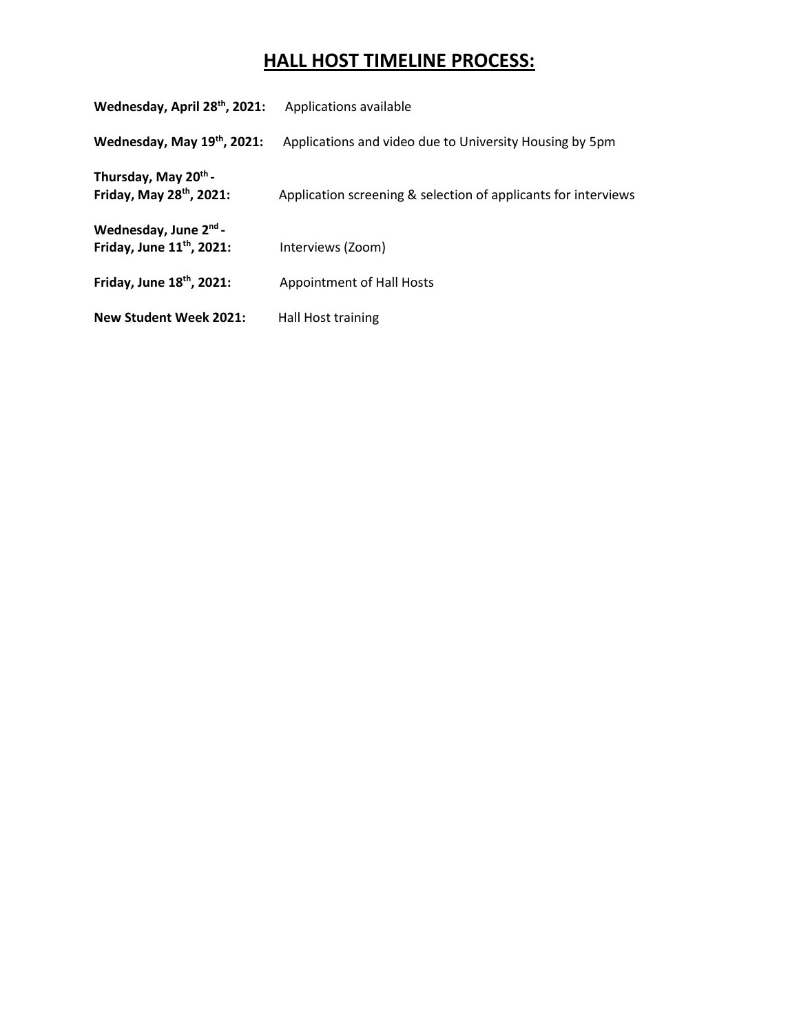# HALL HOST TIMELINE PROCESS:

| | |
|---|---|
| **Wednesday, April 28th, 2021:** | Applications available |
| **Wednesday, May 19th, 2021:** | Applications and video due to University Housing by 5pm |
| **Thursday, May 20th - Friday, May 28th, 2021:** | Application screening & selection of applicants for interviews |
| **Wednesday, June 2nd - Friday, June 11th, 2021:** | Interviews (Zoom) |
| **Friday, June 18th, 2021:** | Appointment of Hall Hosts |
| **New Student Week 2021:** | Hall Host training |